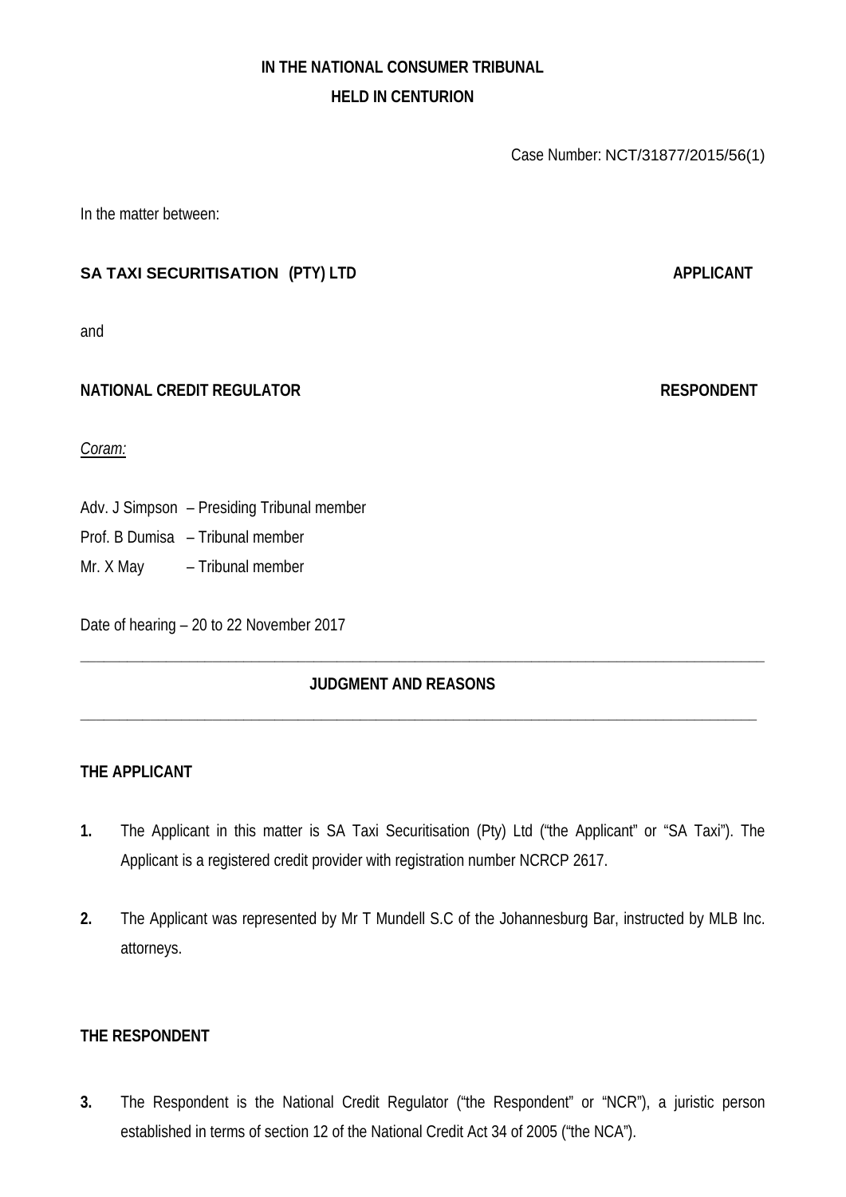**IN THE NATIONAL CONSUMER TRIBUNAL**
**HELD IN CENTURION**

Case Number: NCT/31877/2015/56(1)

In the matter between:

**SA TAXI SECURITISATION (PTY) LTD** **APPLICANT**

and

**NATIONAL CREDIT REGULATOR** **RESPONDENT**

*Coram:*

Adv. J Simpson – Presiding Tribunal member
Prof. B Dumisa – Tribunal member
Mr. X May – Tribunal member

Date of hearing – 20 to 22 November 2017

---

## JUDGMENT AND REASONS

---

### THE APPLICANT

**1.** The Applicant in this matter is SA Taxi Securitisation (Pty) Ltd ("the Applicant" or "SA Taxi"). The Applicant is a registered credit provider with registration number NCRCP 2617.

**2.** The Applicant was represented by Mr T Mundell S.C of the Johannesburg Bar, instructed by MLB Inc. attorneys.

### THE RESPONDENT

**3.** The Respondent is the National Credit Regulator ("the Respondent" or "NCR"), a juristic person established in terms of section 12 of the National Credit Act 34 of 2005 ("the NCA").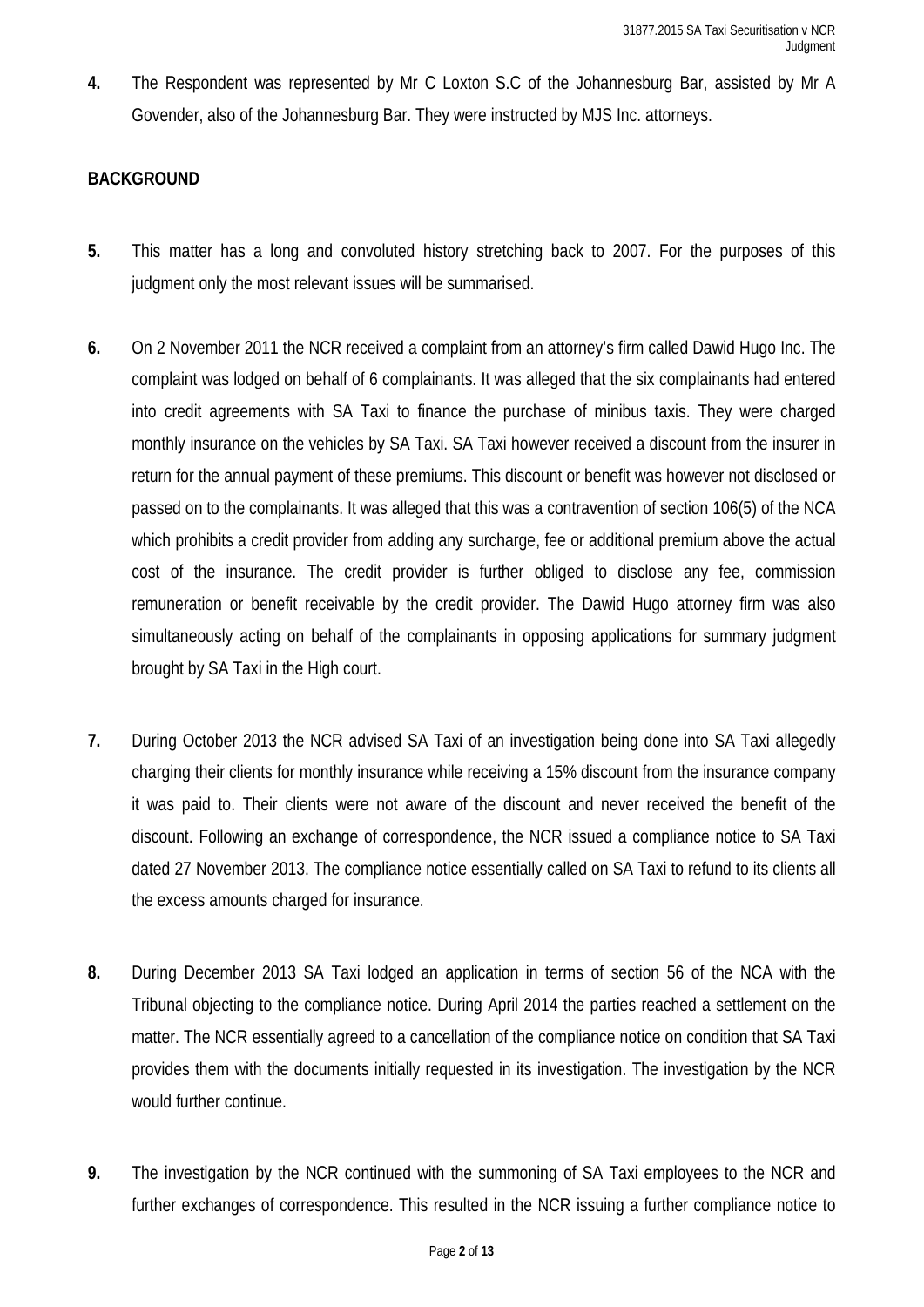**4.** The Respondent was represented by Mr C Loxton S.C of the Johannesburg Bar, assisted by Mr A Govender, also of the Johannesburg Bar. They were instructed by MJS Inc. attorneys.

**BACKGROUND**

**5.** This matter has a long and convoluted history stretching back to 2007. For the purposes of this judgment only the most relevant issues will be summarised.

**6.** On 2 November 2011 the NCR received a complaint from an attorney's firm called Dawid Hugo Inc. The complaint was lodged on behalf of 6 complainants. It was alleged that the six complainants had entered into credit agreements with SA Taxi to finance the purchase of minibus taxis. They were charged monthly insurance on the vehicles by SA Taxi. SA Taxi however received a discount from the insurer in return for the annual payment of these premiums. This discount or benefit was however not disclosed or passed on to the complainants. It was alleged that this was a contravention of section 106(5) of the NCA which prohibits a credit provider from adding any surcharge, fee or additional premium above the actual cost of the insurance. The credit provider is further obliged to disclose any fee, commission remuneration or benefit receivable by the credit provider. The Dawid Hugo attorney firm was also simultaneously acting on behalf of the complainants in opposing applications for summary judgment brought by SA Taxi in the High court.

**7.** During October 2013 the NCR advised SA Taxi of an investigation being done into SA Taxi allegedly charging their clients for monthly insurance while receiving a 15% discount from the insurance company it was paid to. Their clients were not aware of the discount and never received the benefit of the discount. Following an exchange of correspondence, the NCR issued a compliance notice to SA Taxi dated 27 November 2013. The compliance notice essentially called on SA Taxi to refund to its clients all the excess amounts charged for insurance.

**8.** During December 2013 SA Taxi lodged an application in terms of section 56 of the NCA with the Tribunal objecting to the compliance notice. During April 2014 the parties reached a settlement on the matter. The NCR essentially agreed to a cancellation of the compliance notice on condition that SA Taxi provides them with the documents initially requested in its investigation. The investigation by the NCR would further continue.

**9.** The investigation by the NCR continued with the summoning of SA Taxi employees to the NCR and further exchanges of correspondence. This resulted in the NCR issuing a further compliance notice to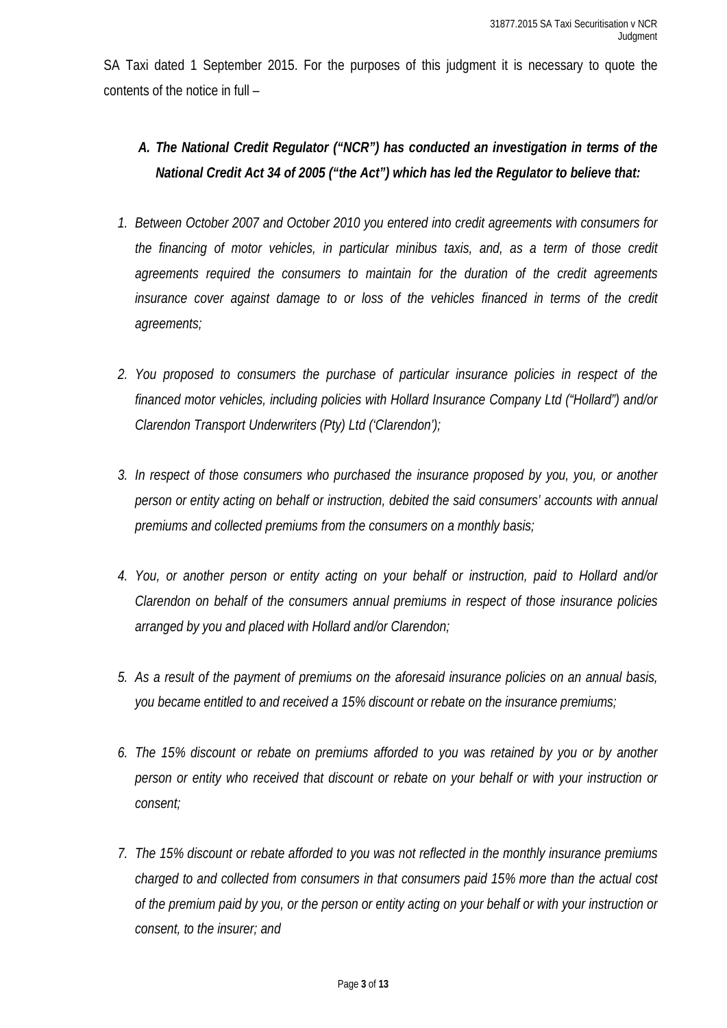SA Taxi dated 1 September 2015. For the purposes of this judgment it is necessary to quote the contents of the notice in full –

***A. The National Credit Regulator ("NCR") has conducted an investigation in terms of the National Credit Act 34 of 2005 ("the Act") which has led the Regulator to believe that:***

1. *Between October 2007 and October 2010 you entered into credit agreements with consumers for the financing of motor vehicles, in particular minibus taxis, and, as a term of those credit agreements required the consumers to maintain for the duration of the credit agreements insurance cover against damage to or loss of the vehicles financed in terms of the credit agreements;*

2. *You proposed to consumers the purchase of particular insurance policies in respect of the financed motor vehicles, including policies with Hollard Insurance Company Ltd ("Hollard") and/or Clarendon Transport Underwriters (Pty) Ltd ('Clarendon');*

3. *In respect of those consumers who purchased the insurance proposed by you, you, or another person or entity acting on behalf or instruction, debited the said consumers' accounts with annual premiums and collected premiums from the consumers on a monthly basis;*

4. *You, or another person or entity acting on your behalf or instruction, paid to Hollard and/or Clarendon on behalf of the consumers annual premiums in respect of those insurance policies arranged by you and placed with Hollard and/or Clarendon;*

5. *As a result of the payment of premiums on the aforesaid insurance policies on an annual basis, you became entitled to and received a 15% discount or rebate on the insurance premiums;*

6. *The 15% discount or rebate on premiums afforded to you was retained by you or by another person or entity who received that discount or rebate on your behalf or with your instruction or consent;*

7. *The 15% discount or rebate afforded to you was not reflected in the monthly insurance premiums charged to and collected from consumers in that consumers paid 15% more than the actual cost of the premium paid by you, or the person or entity acting on your behalf or with your instruction or consent, to the insurer; and*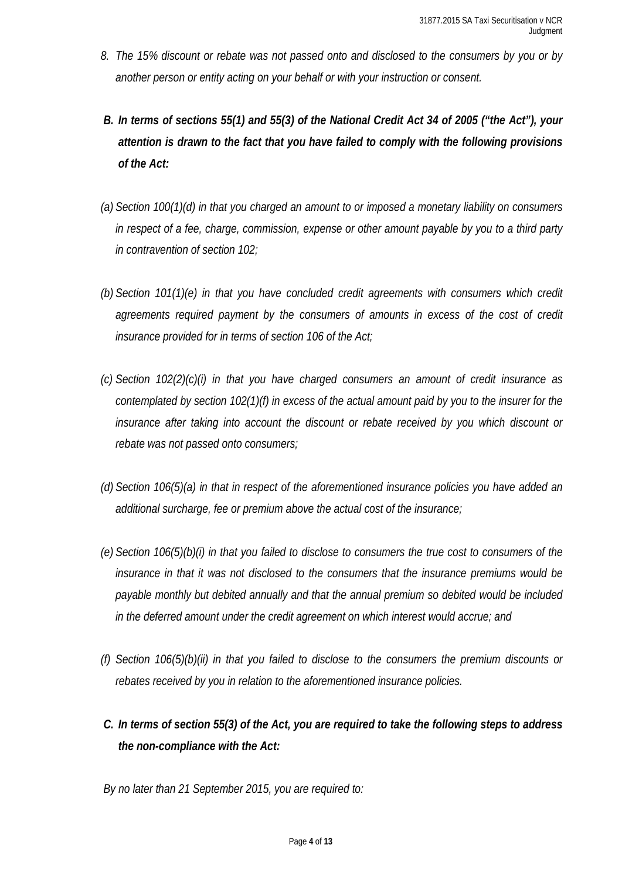8. *The 15% discount or rebate was not passed onto and disclosed to the consumers by you or by another person or entity acting on your behalf or with your instruction or consent.*

**B. *In terms of sections 55(1) and 55(3) of the National Credit Act 34 of 2005 ("the Act"), your attention is drawn to the fact that you have failed to comply with the following provisions of the Act:***

*(a) Section 100(1)(d) in that you charged an amount to or imposed a monetary liability on consumers in respect of a fee, charge, commission, expense or other amount payable by you to a third party in contravention of section 102;*

*(b) Section 101(1)(e) in that you have concluded credit agreements with consumers which credit agreements required payment by the consumers of amounts in excess of the cost of credit insurance provided for in terms of section 106 of the Act;*

*(c) Section 102(2)(c)(i) in that you have charged consumers an amount of credit insurance as contemplated by section 102(1)(f) in excess of the actual amount paid by you to the insurer for the insurance after taking into account the discount or rebate received by you which discount or rebate was not passed onto consumers;*

*(d) Section 106(5)(a) in that in respect of the aforementioned insurance policies you have added an additional surcharge, fee or premium above the actual cost of the insurance;*

*(e) Section 106(5)(b)(i) in that you failed to disclose to consumers the true cost to consumers of the insurance in that it was not disclosed to the consumers that the insurance premiums would be payable monthly but debited annually and that the annual premium so debited would be included in the deferred amount under the credit agreement on which interest would accrue; and*

*(f) Section 106(5)(b)(ii) in that you failed to disclose to the consumers the premium discounts or rebates received by you in relation to the aforementioned insurance policies.*

**C. *In terms of section 55(3) of the Act, you are required to take the following steps to address the non-compliance with the Act:***

*By no later than 21 September 2015, you are required to:*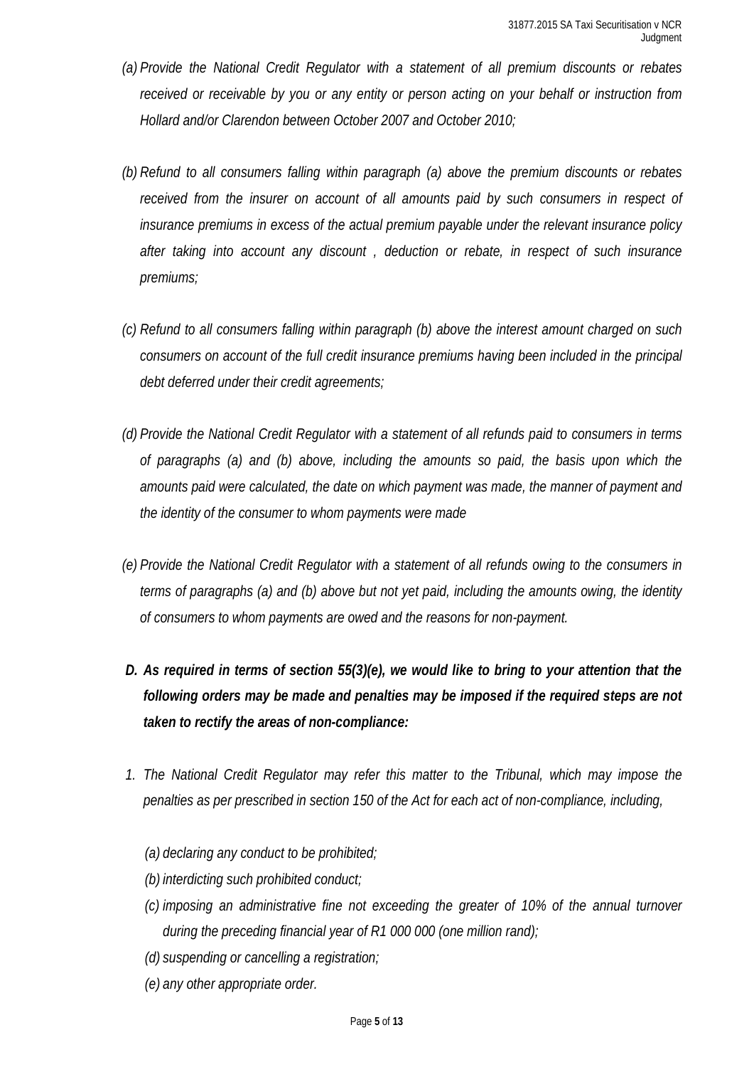*(a) Provide the National Credit Regulator with a statement of all premium discounts or rebates received or receivable by you or any entity or person acting on your behalf or instruction from Hollard and/or Clarendon between October 2007 and October 2010;*

*(b) Refund to all consumers falling within paragraph (a) above the premium discounts or rebates received from the insurer on account of all amounts paid by such consumers in respect of insurance premiums in excess of the actual premium payable under the relevant insurance policy after taking into account any discount , deduction or rebate, in respect of such insurance premiums;*

*(c) Refund to all consumers falling within paragraph (b) above the interest amount charged on such consumers on account of the full credit insurance premiums having been included in the principal debt deferred under their credit agreements;*

*(d) Provide the National Credit Regulator with a statement of all refunds paid to consumers in terms of paragraphs (a) and (b) above, including the amounts so paid, the basis upon which the amounts paid were calculated, the date on which payment was made, the manner of payment and the identity of the consumer to whom payments were made*

*(e) Provide the National Credit Regulator with a statement of all refunds owing to the consumers in terms of paragraphs (a) and (b) above but not yet paid, including the amounts owing, the identity of consumers to whom payments are owed and the reasons for non-payment.*

***D. As required in terms of section 55(3)(e), we would like to bring to your attention that the following orders may be made and penalties may be imposed if the required steps are not taken to rectify the areas of non-compliance:***

*1. The National Credit Regulator may refer this matter to the Tribunal, which may impose the penalties as per prescribed in section 150 of the Act for each act of non-compliance, including,*

*(a) declaring any conduct to be prohibited;*
*(b) interdicting such prohibited conduct;*
*(c) imposing an administrative fine not exceeding the greater of 10% of the annual turnover during the preceding financial year of R1 000 000 (one million rand);*
*(d) suspending or cancelling a registration;*
*(e) any other appropriate order.*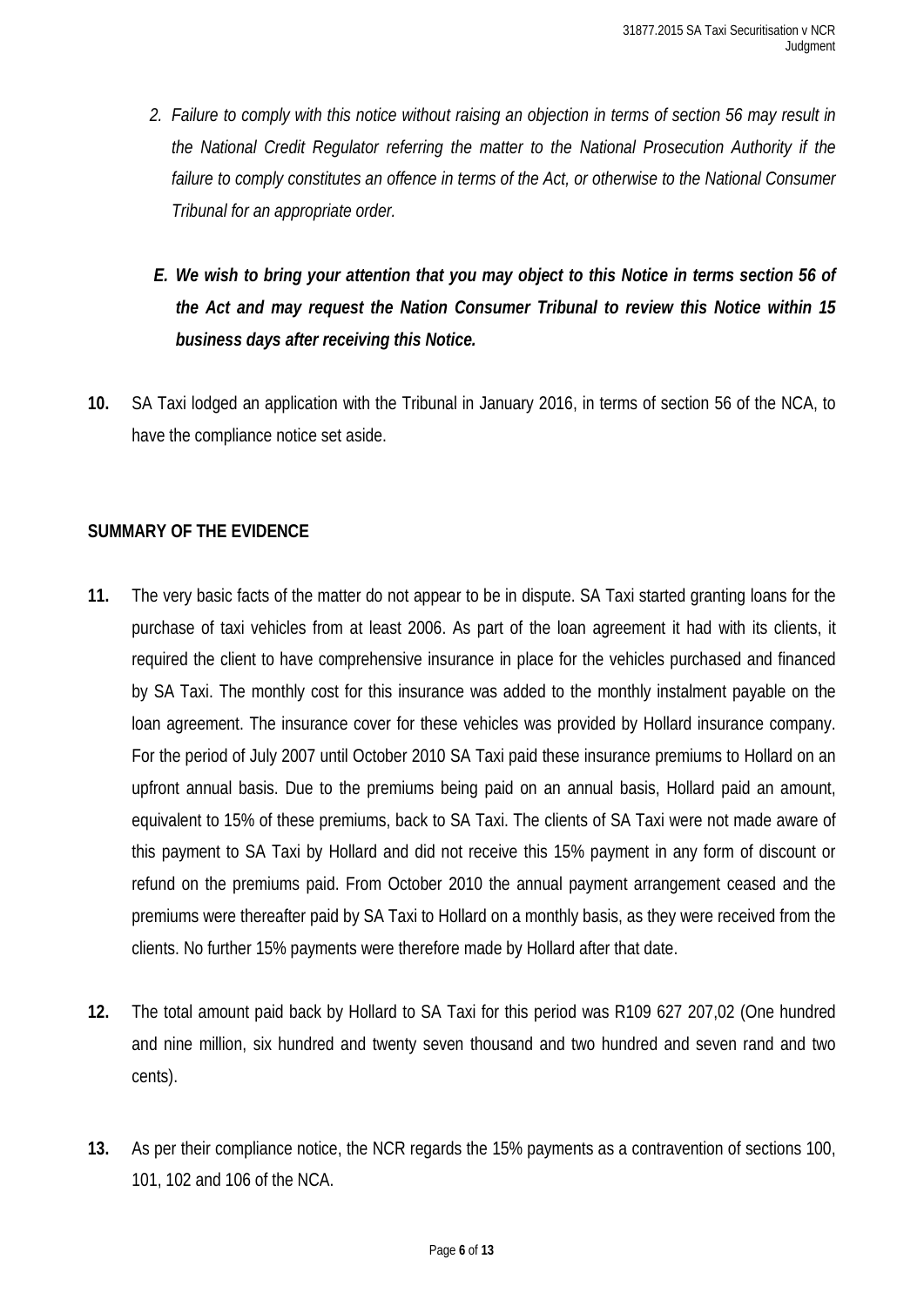*2. Failure to comply with this notice without raising an objection in terms of section 56 may result in the National Credit Regulator referring the matter to the National Prosecution Authority if the failure to comply constitutes an offence in terms of the Act, or otherwise to the National Consumer Tribunal for an appropriate order.*

***E. We wish to bring your attention that you may object to this Notice in terms section 56 of the Act and may request the Nation Consumer Tribunal to review this Notice within 15 business days after receiving this Notice.***

**10.** SA Taxi lodged an application with the Tribunal in January 2016, in terms of section 56 of the NCA, to have the compliance notice set aside.

**SUMMARY OF THE EVIDENCE**

**11.** The very basic facts of the matter do not appear to be in dispute. SA Taxi started granting loans for the purchase of taxi vehicles from at least 2006. As part of the loan agreement it had with its clients, it required the client to have comprehensive insurance in place for the vehicles purchased and financed by SA Taxi. The monthly cost for this insurance was added to the monthly instalment payable on the loan agreement. The insurance cover for these vehicles was provided by Hollard insurance company. For the period of July 2007 until October 2010 SA Taxi paid these insurance premiums to Hollard on an upfront annual basis. Due to the premiums being paid on an annual basis, Hollard paid an amount, equivalent to 15% of these premiums, back to SA Taxi. The clients of SA Taxi were not made aware of this payment to SA Taxi by Hollard and did not receive this 15% payment in any form of discount or refund on the premiums paid. From October 2010 the annual payment arrangement ceased and the premiums were thereafter paid by SA Taxi to Hollard on a monthly basis, as they were received from the clients. No further 15% payments were therefore made by Hollard after that date.

**12.** The total amount paid back by Hollard to SA Taxi for this period was R109 627 207,02 (One hundred and nine million, six hundred and twenty seven thousand and two hundred and seven rand and two cents).

**13.** As per their compliance notice, the NCR regards the 15% payments as a contravention of sections 100, 101, 102 and 106 of the NCA.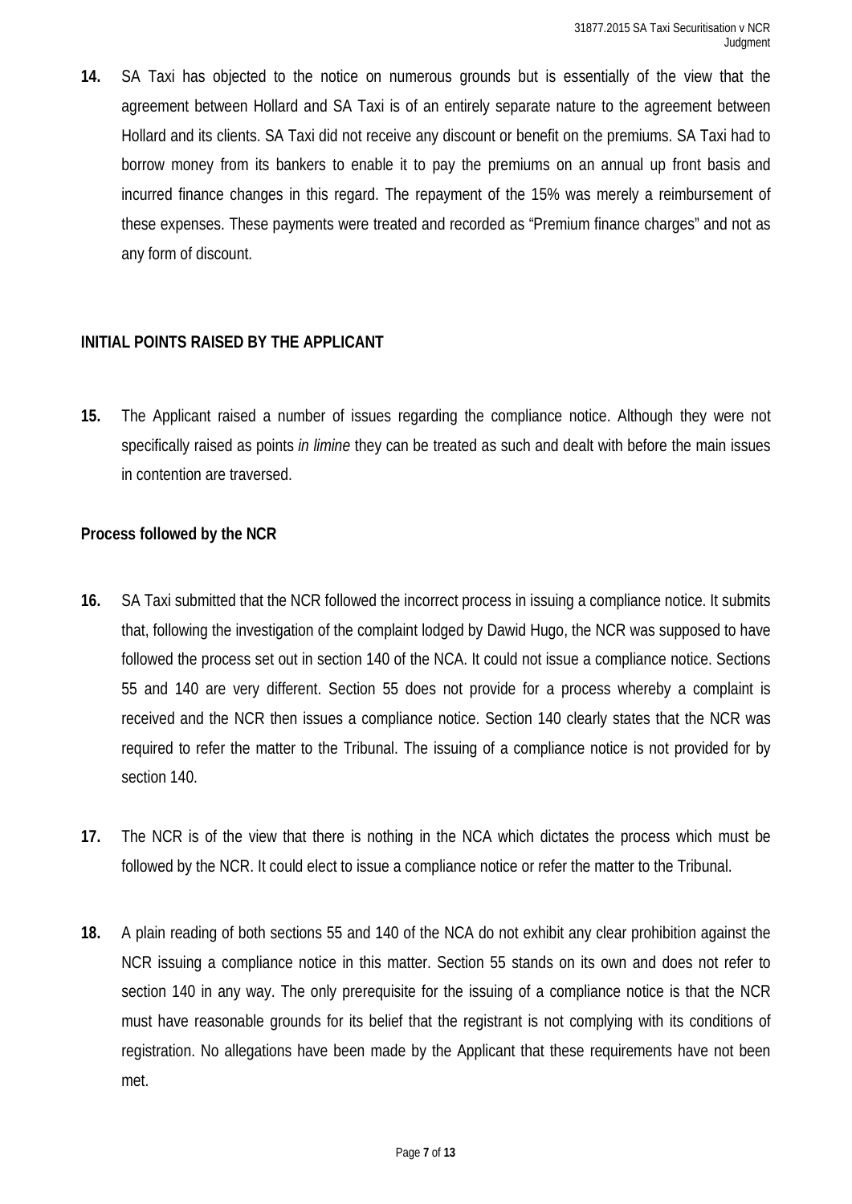**14.** SA Taxi has objected to the notice on numerous grounds but is essentially of the view that the agreement between Hollard and SA Taxi is of an entirely separate nature to the agreement between Hollard and its clients. SA Taxi did not receive any discount or benefit on the premiums. SA Taxi had to borrow money from its bankers to enable it to pay the premiums on an annual up front basis and incurred finance changes in this regard. The repayment of the 15% was merely a reimbursement of these expenses. These payments were treated and recorded as "Premium finance charges" and not as any form of discount.

## INITIAL POINTS RAISED BY THE APPLICANT

**15.** The Applicant raised a number of issues regarding the compliance notice. Although they were not specifically raised as points *in limine* they can be treated as such and dealt with before the main issues in contention are traversed.

### Process followed by the NCR

**16.** SA Taxi submitted that the NCR followed the incorrect process in issuing a compliance notice. It submits that, following the investigation of the complaint lodged by Dawid Hugo, the NCR was supposed to have followed the process set out in section 140 of the NCA. It could not issue a compliance notice. Sections 55 and 140 are very different. Section 55 does not provide for a process whereby a complaint is received and the NCR then issues a compliance notice. Section 140 clearly states that the NCR was required to refer the matter to the Tribunal. The issuing of a compliance notice is not provided for by section 140.

**17.** The NCR is of the view that there is nothing in the NCA which dictates the process which must be followed by the NCR. It could elect to issue a compliance notice or refer the matter to the Tribunal.

**18.** A plain reading of both sections 55 and 140 of the NCA do not exhibit any clear prohibition against the NCR issuing a compliance notice in this matter. Section 55 stands on its own and does not refer to section 140 in any way. The only prerequisite for the issuing of a compliance notice is that the NCR must have reasonable grounds for its belief that the registrant is not complying with its conditions of registration. No allegations have been made by the Applicant that these requirements have not been met.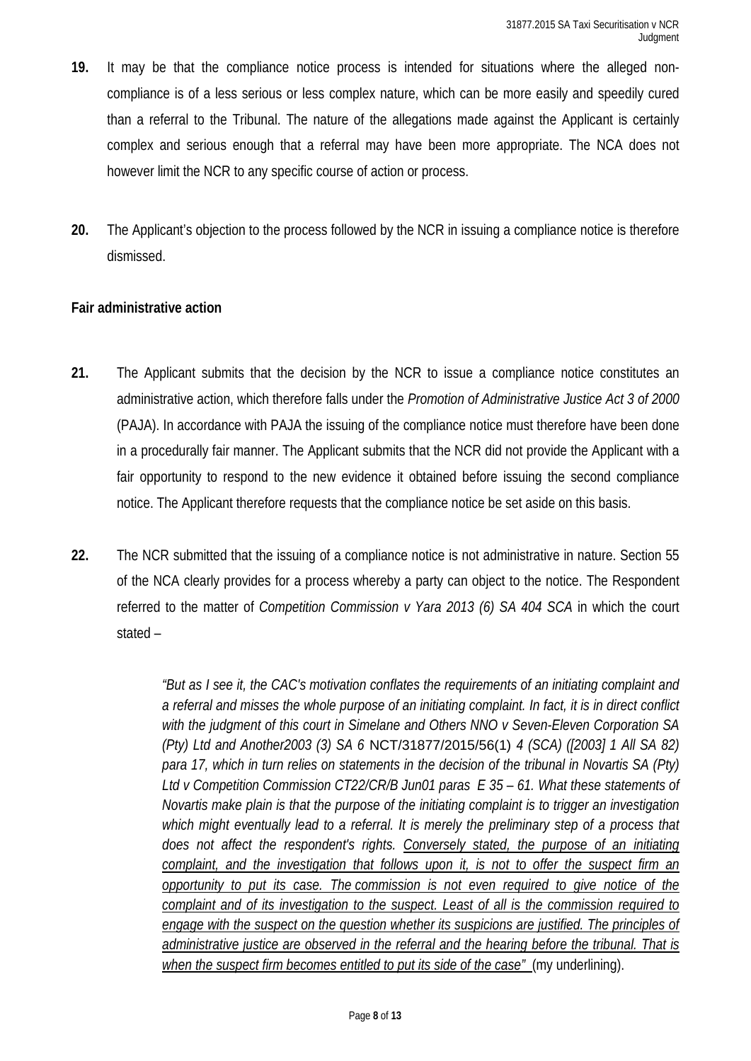**19.** It may be that the compliance notice process is intended for situations where the alleged non-compliance is of a less serious or less complex nature, which can be more easily and speedily cured than a referral to the Tribunal. The nature of the allegations made against the Applicant is certainly complex and serious enough that a referral may have been more appropriate. The NCA does not however limit the NCR to any specific course of action or process.

**20.** The Applicant's objection to the process followed by the NCR in issuing a compliance notice is therefore dismissed.

**Fair administrative action**

**21.** The Applicant submits that the decision by the NCR to issue a compliance notice constitutes an administrative action, which therefore falls under the *Promotion of Administrative Justice Act 3 of 2000* (PAJA). In accordance with PAJA the issuing of the compliance notice must therefore have been done in a procedurally fair manner. The Applicant submits that the NCR did not provide the Applicant with a fair opportunity to respond to the new evidence it obtained before issuing the second compliance notice. The Applicant therefore requests that the compliance notice be set aside on this basis.

**22.** The NCR submitted that the issuing of a compliance notice is not administrative in nature. Section 55 of the NCA clearly provides for a process whereby a party can object to the notice. The Respondent referred to the matter of *Competition Commission v Yara 2013 (6) SA 404 SCA* in which the court stated –

> *"But as I see it, the CAC's motivation conflates the requirements of an initiating complaint and a referral and misses the whole purpose of an initiating complaint. In fact, it is in direct conflict with the judgment of this court in Simelane and Others NNO v Seven-Eleven Corporation SA (Pty) Ltd and Another2003 (3) SA 6* NCT/31877/2015/56(1) *4 (SCA) ([2003] 1 All SA 82) para 17, which in turn relies on statements in the decision of the tribunal in Novartis SA (Pty) Ltd v Competition Commission CT22/CR/B Jun01 paras E 35 – 61. What these statements of Novartis make plain is that the purpose of the initiating complaint is to trigger an investigation which might eventually lead to a referral. It is merely the preliminary step of a process that does not affect the respondent's rights. <u>Conversely stated, the purpose of an initiating complaint, and the investigation that follows upon it, is not to offer the suspect firm an opportunity to put its case. The commission is not even required to give notice of the complaint and of its investigation to the suspect. Least of all is the commission required to engage with the suspect on the question whether its suspicions are justified. The principles of administrative justice are observed in the referral and the hearing before the tribunal. That is when the suspect firm becomes entitled to put its side of the case"</u>* (my underlining).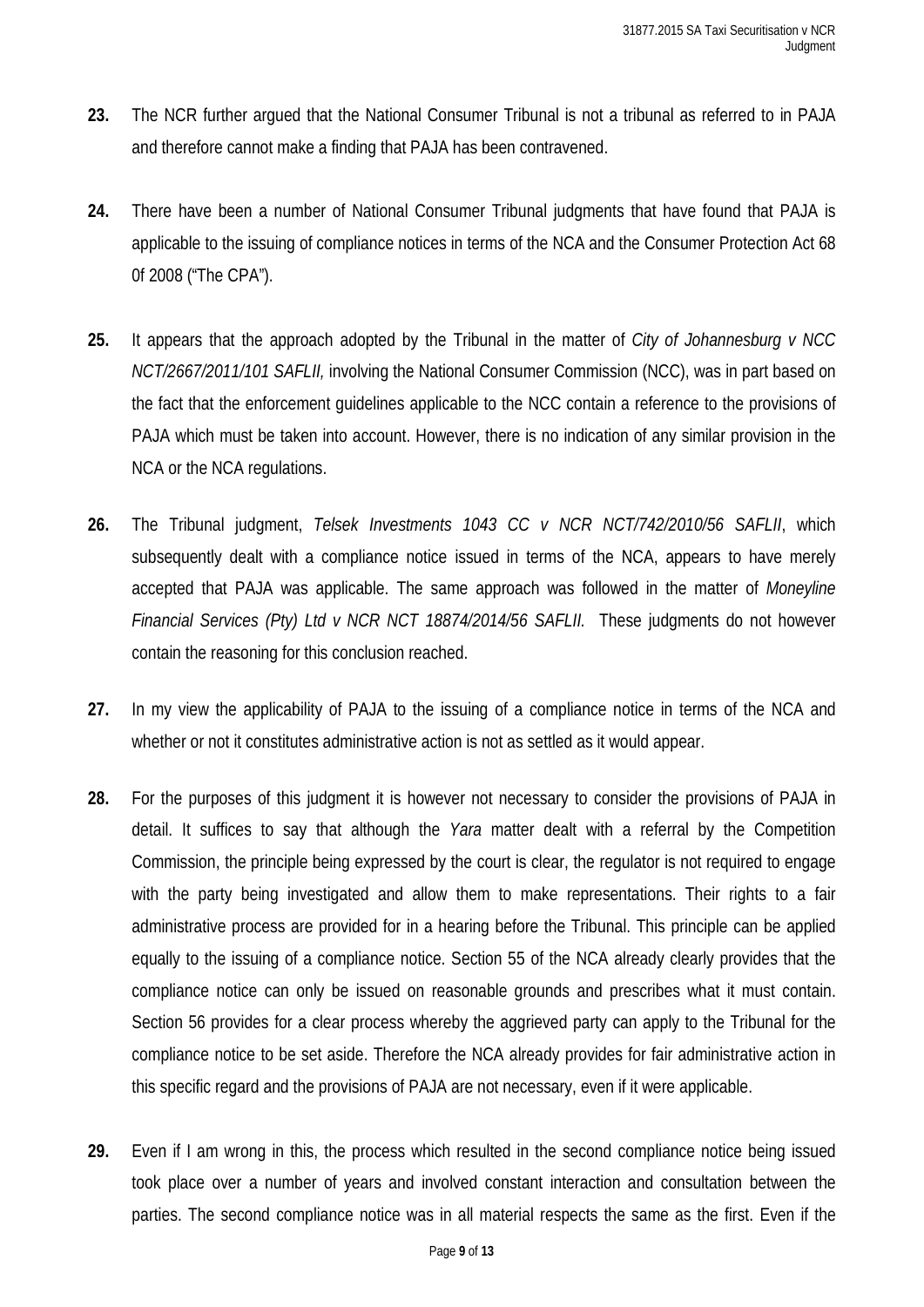**23.** The NCR further argued that the National Consumer Tribunal is not a tribunal as referred to in PAJA and therefore cannot make a finding that PAJA has been contravened.

**24.** There have been a number of National Consumer Tribunal judgments that have found that PAJA is applicable to the issuing of compliance notices in terms of the NCA and the Consumer Protection Act 68 0f 2008 ("The CPA").

**25.** It appears that the approach adopted by the Tribunal in the matter of *City of Johannesburg v NCC NCT/2667/2011/101 SAFLII,* involving the National Consumer Commission (NCC), was in part based on the fact that the enforcement guidelines applicable to the NCC contain a reference to the provisions of PAJA which must be taken into account. However, there is no indication of any similar provision in the NCA or the NCA regulations.

**26.** The Tribunal judgment, *Telsek Investments 1043 CC v NCR NCT/742/2010/56 SAFLII*, which subsequently dealt with a compliance notice issued in terms of the NCA, appears to have merely accepted that PAJA was applicable. The same approach was followed in the matter of *Moneyline Financial Services (Pty) Ltd v NCR NCT 18874/2014/56 SAFLII.* These judgments do not however contain the reasoning for this conclusion reached.

**27.** In my view the applicability of PAJA to the issuing of a compliance notice in terms of the NCA and whether or not it constitutes administrative action is not as settled as it would appear.

**28.** For the purposes of this judgment it is however not necessary to consider the provisions of PAJA in detail. It suffices to say that although the *Yara* matter dealt with a referral by the Competition Commission, the principle being expressed by the court is clear, the regulator is not required to engage with the party being investigated and allow them to make representations. Their rights to a fair administrative process are provided for in a hearing before the Tribunal. This principle can be applied equally to the issuing of a compliance notice. Section 55 of the NCA already clearly provides that the compliance notice can only be issued on reasonable grounds and prescribes what it must contain. Section 56 provides for a clear process whereby the aggrieved party can apply to the Tribunal for the compliance notice to be set aside. Therefore the NCA already provides for fair administrative action in this specific regard and the provisions of PAJA are not necessary, even if it were applicable.

**29.** Even if I am wrong in this, the process which resulted in the second compliance notice being issued took place over a number of years and involved constant interaction and consultation between the parties. The second compliance notice was in all material respects the same as the first. Even if the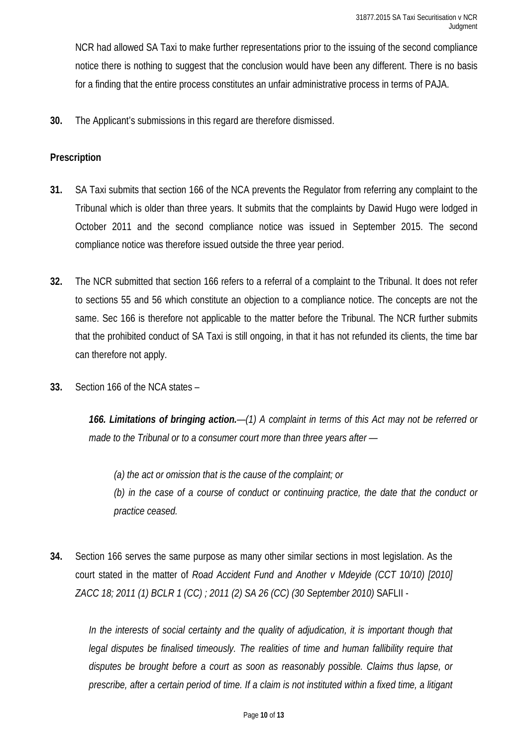NCR had allowed SA Taxi to make further representations prior to the issuing of the second compliance notice there is nothing to suggest that the conclusion would have been any different. There is no basis for a finding that the entire process constitutes an unfair administrative process in terms of PAJA.

**30.** The Applicant's submissions in this regard are therefore dismissed.

**Prescription**

**31.** SA Taxi submits that section 166 of the NCA prevents the Regulator from referring any complaint to the Tribunal which is older than three years. It submits that the complaints by Dawid Hugo were lodged in October 2011 and the second compliance notice was issued in September 2015. The second compliance notice was therefore issued outside the three year period.

**32.** The NCR submitted that section 166 refers to a referral of a complaint to the Tribunal. It does not refer to sections 55 and 56 which constitute an objection to a compliance notice. The concepts are not the same. Sec 166 is therefore not applicable to the matter before the Tribunal. The NCR further submits that the prohibited conduct of SA Taxi is still ongoing, in that it has not refunded its clients, the time bar can therefore not apply.

**33.** Section 166 of the NCA states –

> ***166. Limitations of bringing action.****—(1) A complaint in terms of this Act may not be referred or made to the Tribunal or to a consumer court more than three years after —*
>
> *(a) the act or omission that is the cause of the complaint; or*
>
> *(b) in the case of a course of conduct or continuing practice, the date that the conduct or practice ceased.*

**34.** Section 166 serves the same purpose as many other similar sections in most legislation. As the court stated in the matter of *Road Accident Fund and Another v Mdeyide (CCT 10/10) [2010] ZACC 18; 2011 (1) BCLR 1 (CC) ; 2011 (2) SA 26 (CC) (30 September 2010)* SAFLII -

> *In the interests of social certainty and the quality of adjudication, it is important though that legal disputes be finalised timeously. The realities of time and human fallibility require that disputes be brought before a court as soon as reasonably possible. Claims thus lapse, or prescribe, after a certain period of time. If a claim is not instituted within a fixed time, a litigant*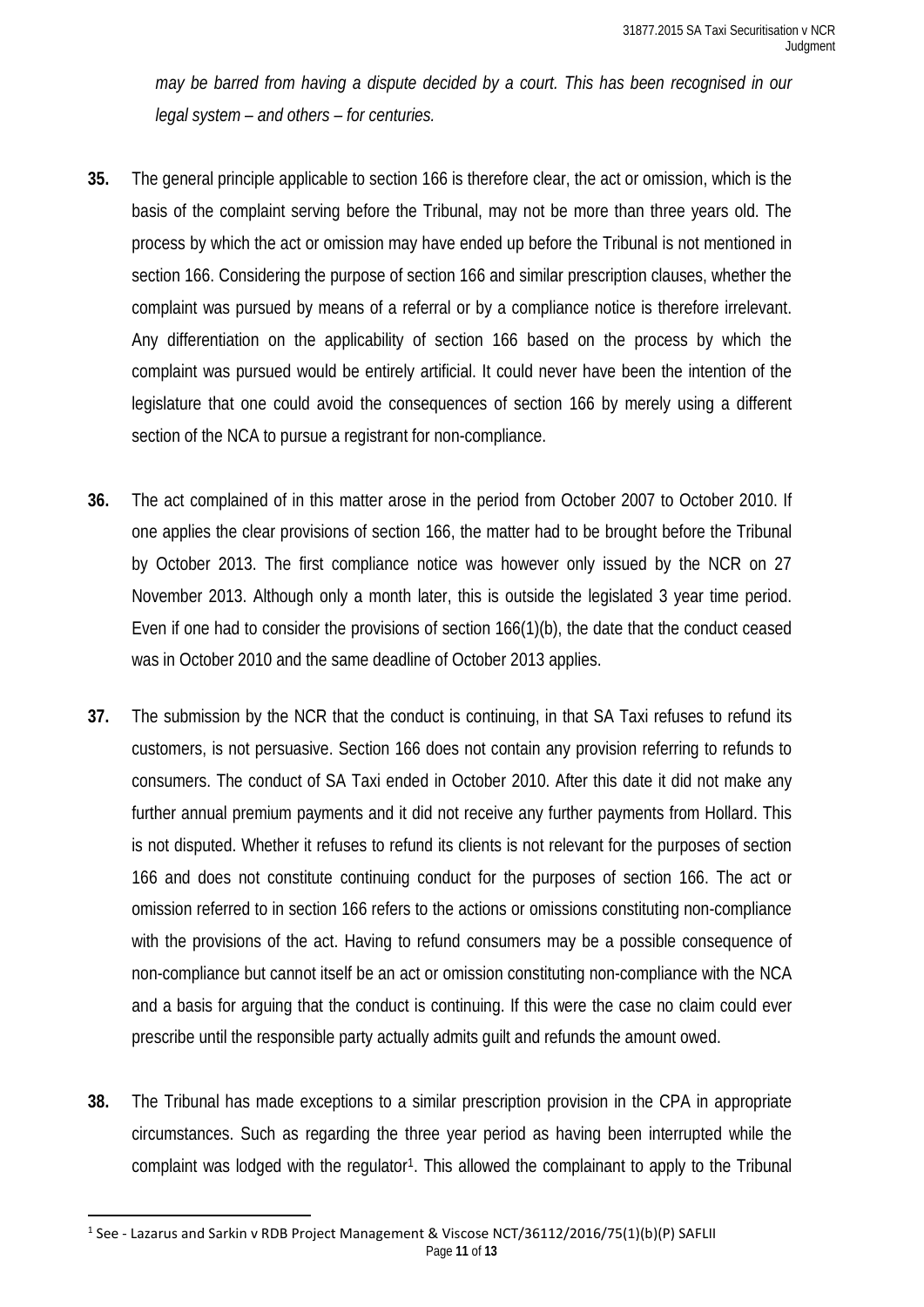*may be barred from having a dispute decided by a court. This has been recognised in our legal system – and others – for centuries.*

**35.** The general principle applicable to section 166 is therefore clear, the act or omission, which is the basis of the complaint serving before the Tribunal, may not be more than three years old. The process by which the act or omission may have ended up before the Tribunal is not mentioned in section 166. Considering the purpose of section 166 and similar prescription clauses, whether the complaint was pursued by means of a referral or by a compliance notice is therefore irrelevant. Any differentiation on the applicability of section 166 based on the process by which the complaint was pursued would be entirely artificial. It could never have been the intention of the legislature that one could avoid the consequences of section 166 by merely using a different section of the NCA to pursue a registrant for non-compliance.

**36.** The act complained of in this matter arose in the period from October 2007 to October 2010. If one applies the clear provisions of section 166, the matter had to be brought before the Tribunal by October 2013. The first compliance notice was however only issued by the NCR on 27 November 2013. Although only a month later, this is outside the legislated 3 year time period. Even if one had to consider the provisions of section 166(1)(b), the date that the conduct ceased was in October 2010 and the same deadline of October 2013 applies.

**37.** The submission by the NCR that the conduct is continuing, in that SA Taxi refuses to refund its customers, is not persuasive. Section 166 does not contain any provision referring to refunds to consumers. The conduct of SA Taxi ended in October 2010. After this date it did not make any further annual premium payments and it did not receive any further payments from Hollard. This is not disputed. Whether it refuses to refund its clients is not relevant for the purposes of section 166 and does not constitute continuing conduct for the purposes of section 166. The act or omission referred to in section 166 refers to the actions or omissions constituting non-compliance with the provisions of the act. Having to refund consumers may be a possible consequence of non-compliance but cannot itself be an act or omission constituting non-compliance with the NCA and a basis for arguing that the conduct is continuing. If this were the case no claim could ever prescribe until the responsible party actually admits guilt and refunds the amount owed.

**38.** The Tribunal has made exceptions to a similar prescription provision in the CPA in appropriate circumstances. Such as regarding the three year period as having been interrupted while the complaint was lodged with the regulator[1]. This allowed the complainant to apply to the Tribunal

[1] See - Lazarus and Sarkin v RDB Project Management & Viscose NCT/36112/2016/75(1)(b)(P) SAFLII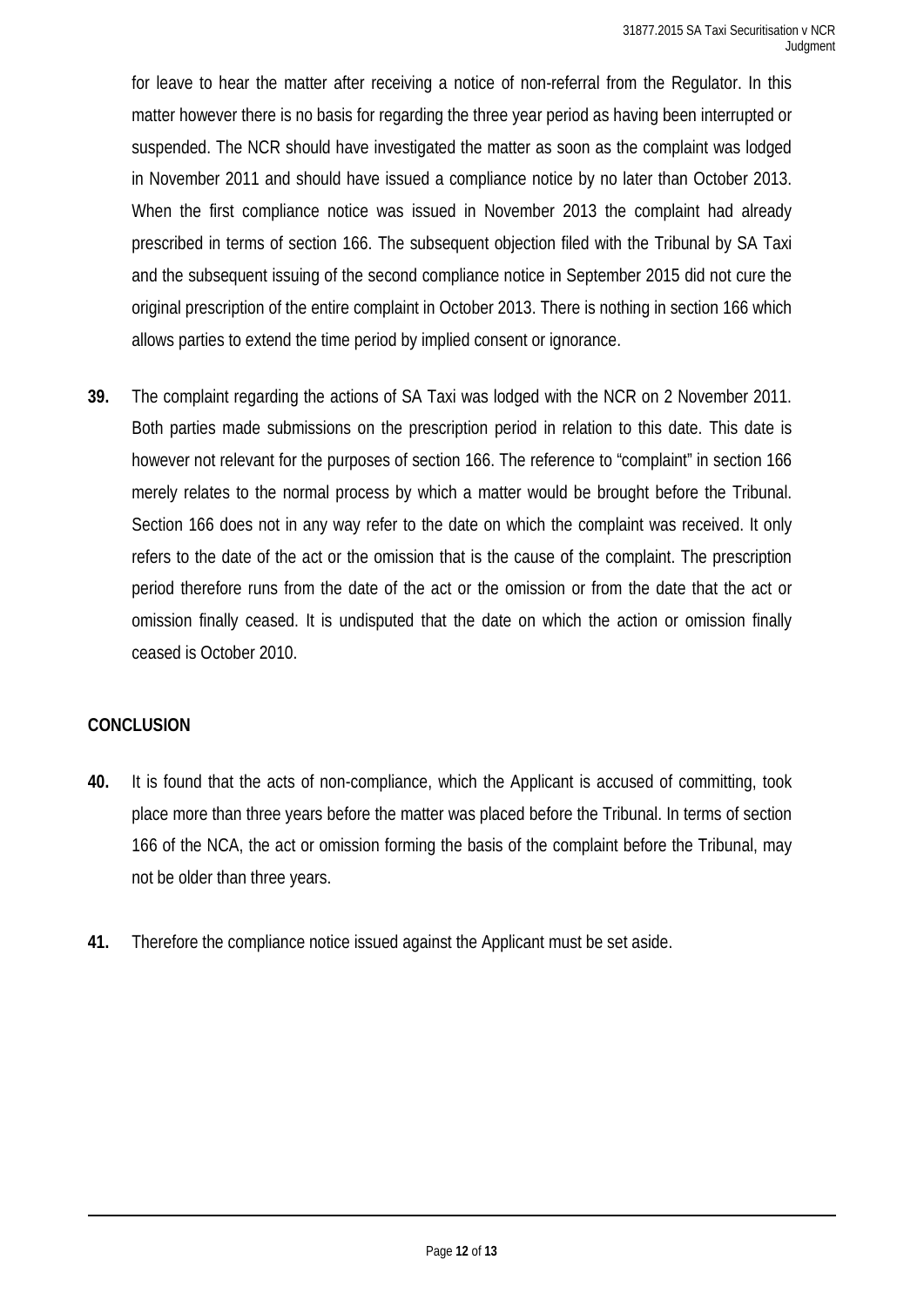for leave to hear the matter after receiving a notice of non-referral from the Regulator. In this matter however there is no basis for regarding the three year period as having been interrupted or suspended. The NCR should have investigated the matter as soon as the complaint was lodged in November 2011 and should have issued a compliance notice by no later than October 2013. When the first compliance notice was issued in November 2013 the complaint had already prescribed in terms of section 166. The subsequent objection filed with the Tribunal by SA Taxi and the subsequent issuing of the second compliance notice in September 2015 did not cure the original prescription of the entire complaint in October 2013. There is nothing in section 166 which allows parties to extend the time period by implied consent or ignorance.

**39.** The complaint regarding the actions of SA Taxi was lodged with the NCR on 2 November 2011. Both parties made submissions on the prescription period in relation to this date. This date is however not relevant for the purposes of section 166. The reference to "complaint" in section 166 merely relates to the normal process by which a matter would be brought before the Tribunal. Section 166 does not in any way refer to the date on which the complaint was received. It only refers to the date of the act or the omission that is the cause of the complaint. The prescription period therefore runs from the date of the act or the omission or from the date that the act or omission finally ceased. It is undisputed that the date on which the action or omission finally ceased is October 2010.

## CONCLUSION

**40.** It is found that the acts of non-compliance, which the Applicant is accused of committing, took place more than three years before the matter was placed before the Tribunal. In terms of section 166 of the NCA, the act or omission forming the basis of the complaint before the Tribunal, may not be older than three years.

**41.** Therefore the compliance notice issued against the Applicant must be set aside.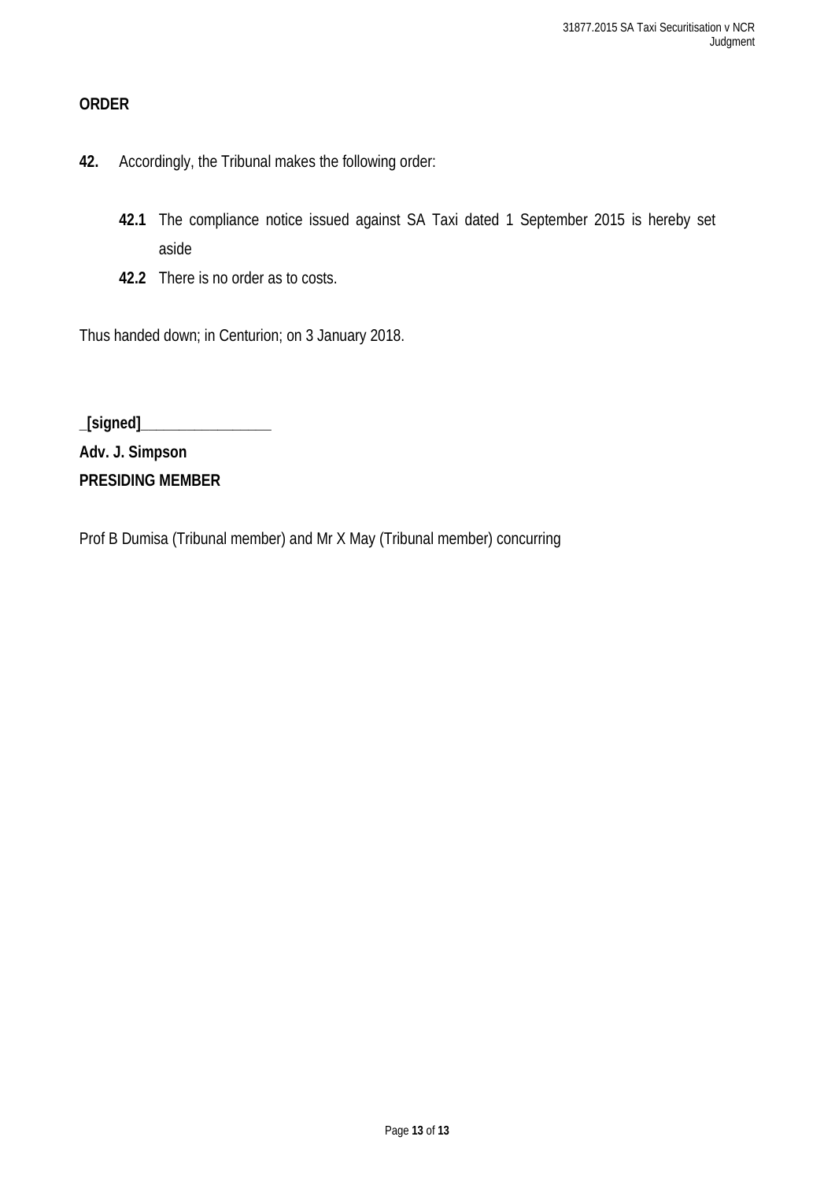**ORDER**

**42.** Accordingly, the Tribunal makes the following order:

**42.1** The compliance notice issued against SA Taxi dated 1 September 2015 is hereby set aside

**42.2** There is no order as to costs.

Thus handed down; in Centurion; on 3 January 2018.

_[signed]__________________

**Adv. J. Simpson**

**PRESIDING MEMBER**

Prof B Dumisa (Tribunal member) and Mr X May (Tribunal member) concurring